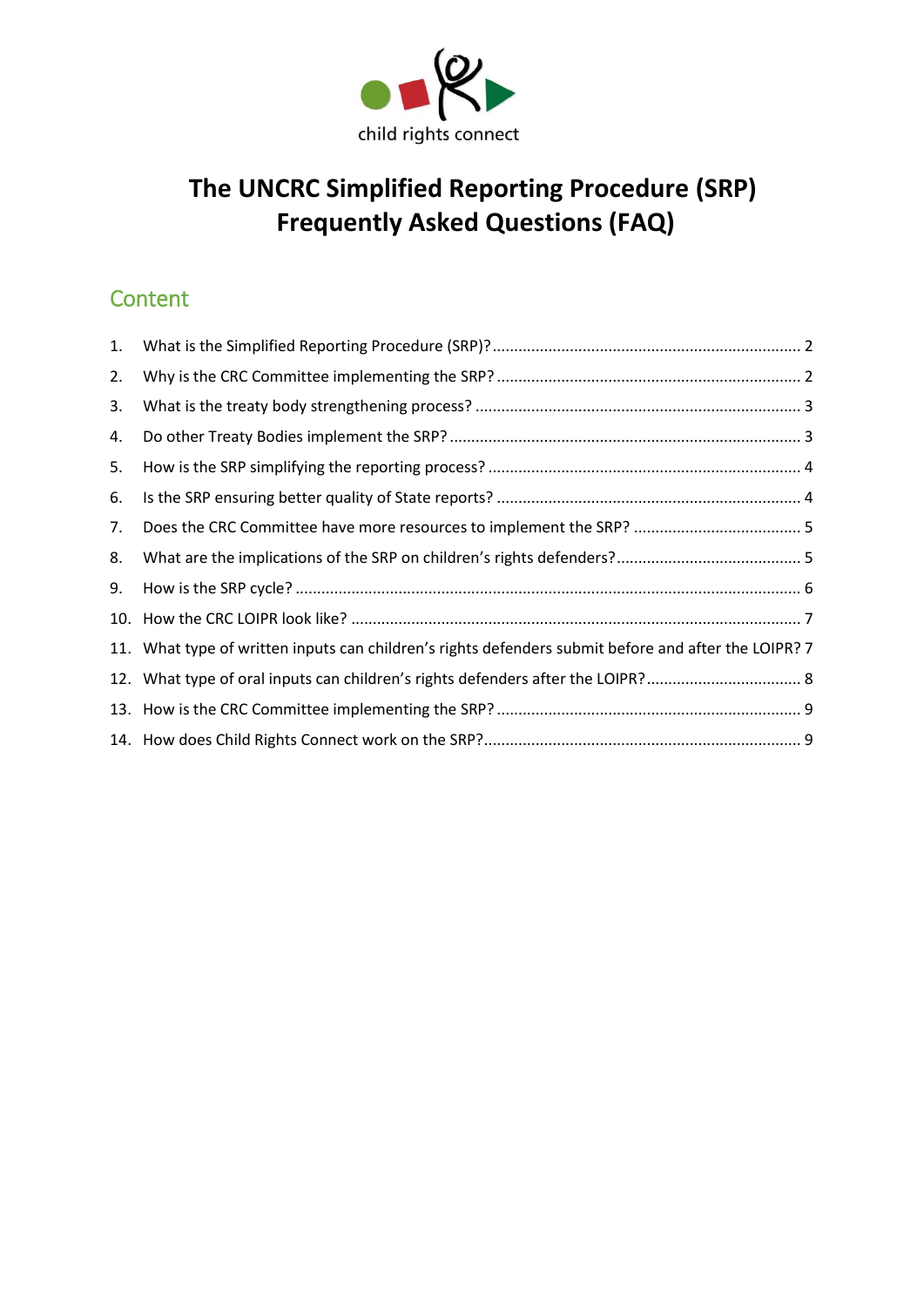child rights connect

# The UNCRC Simplified Reporting Procedure (SRP) Frequently Asked Questions (FAQ)

## Content

1. What is the Simplified Reporting Procedure (SRP)? ........ 2
2. Why is the CRC Committee implementing the SRP? ........ 2
3. What is the treaty body strengthening process? ........ 3
4. Do other Treaty Bodies implement the SRP? ........ 3
5. How is the SRP simplifying the reporting process? ........ 4
6. Is the SRP ensuring better quality of State reports? ........ 4
7. Does the CRC Committee have more resources to implement the SRP? ........ 5
8. What are the implications of the SRP on children's rights defenders? ........ 5
9. How is the SRP cycle? ........ 6
10. How the CRC LOIPR look like? ........ 7
11. What type of written inputs can children's rights defenders submit before and after the LOIPR? 7
12. What type of oral inputs can children's rights defenders after the LOIPR? ........ 8
13. How is the CRC Committee implementing the SRP? ........ 9
14. How does Child Rights Connect work on the SRP? ........ 9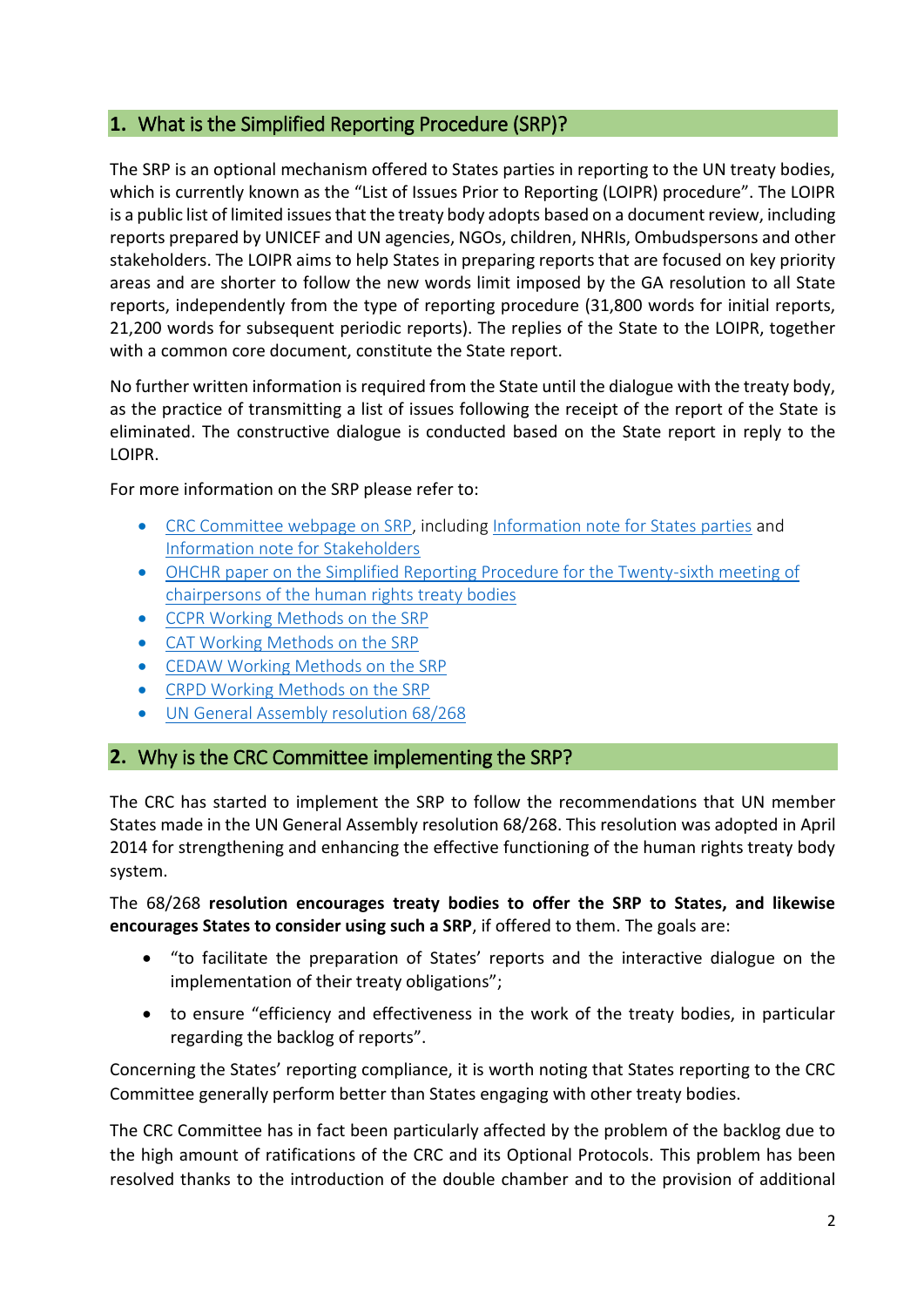## 1. What is the Simplified Reporting Procedure (SRP)?

The SRP is an optional mechanism offered to States parties in reporting to the UN treaty bodies, which is currently known as the "List of Issues Prior to Reporting (LOIPR) procedure". The LOIPR is a public list of limited issues that the treaty body adopts based on a document review, including reports prepared by UNICEF and UN agencies, NGOs, children, NHRIs, Ombudspersons and other stakeholders. The LOIPR aims to help States in preparing reports that are focused on key priority areas and are shorter to follow the new words limit imposed by the GA resolution to all State reports, independently from the type of reporting procedure (31,800 words for initial reports, 21,200 words for subsequent periodic reports). The replies of the State to the LOIPR, together with a common core document, constitute the State report.

No further written information is required from the State until the dialogue with the treaty body, as the practice of transmitting a list of issues following the receipt of the report of the State is eliminated. The constructive dialogue is conducted based on the State report in reply to the LOIPR.

For more information on the SRP please refer to:

- CRC Committee webpage on SRP, including Information note for States parties and Information note for Stakeholders
- OHCHR paper on the Simplified Reporting Procedure for the Twenty-sixth meeting of chairpersons of the human rights treaty bodies
- CCPR Working Methods on the SRP
- CAT Working Methods on the SRP
- CEDAW Working Methods on the SRP
- CRPD Working Methods on the SRP
- UN General Assembly resolution 68/268

## 2. Why is the CRC Committee implementing the SRP?

The CRC has started to implement the SRP to follow the recommendations that UN member States made in the UN General Assembly resolution 68/268. This resolution was adopted in April 2014 for strengthening and enhancing the effective functioning of the human rights treaty body system.

The 68/268 **resolution encourages treaty bodies to offer the SRP to States, and likewise encourages States to consider using such a SRP**, if offered to them. The goals are:

- "to facilitate the preparation of States' reports and the interactive dialogue on the implementation of their treaty obligations";
- to ensure "efficiency and effectiveness in the work of the treaty bodies, in particular regarding the backlog of reports".

Concerning the States' reporting compliance, it is worth noting that States reporting to the CRC Committee generally perform better than States engaging with other treaty bodies.

The CRC Committee has in fact been particularly affected by the problem of the backlog due to the high amount of ratifications of the CRC and its Optional Protocols. This problem has been resolved thanks to the introduction of the double chamber and to the provision of additional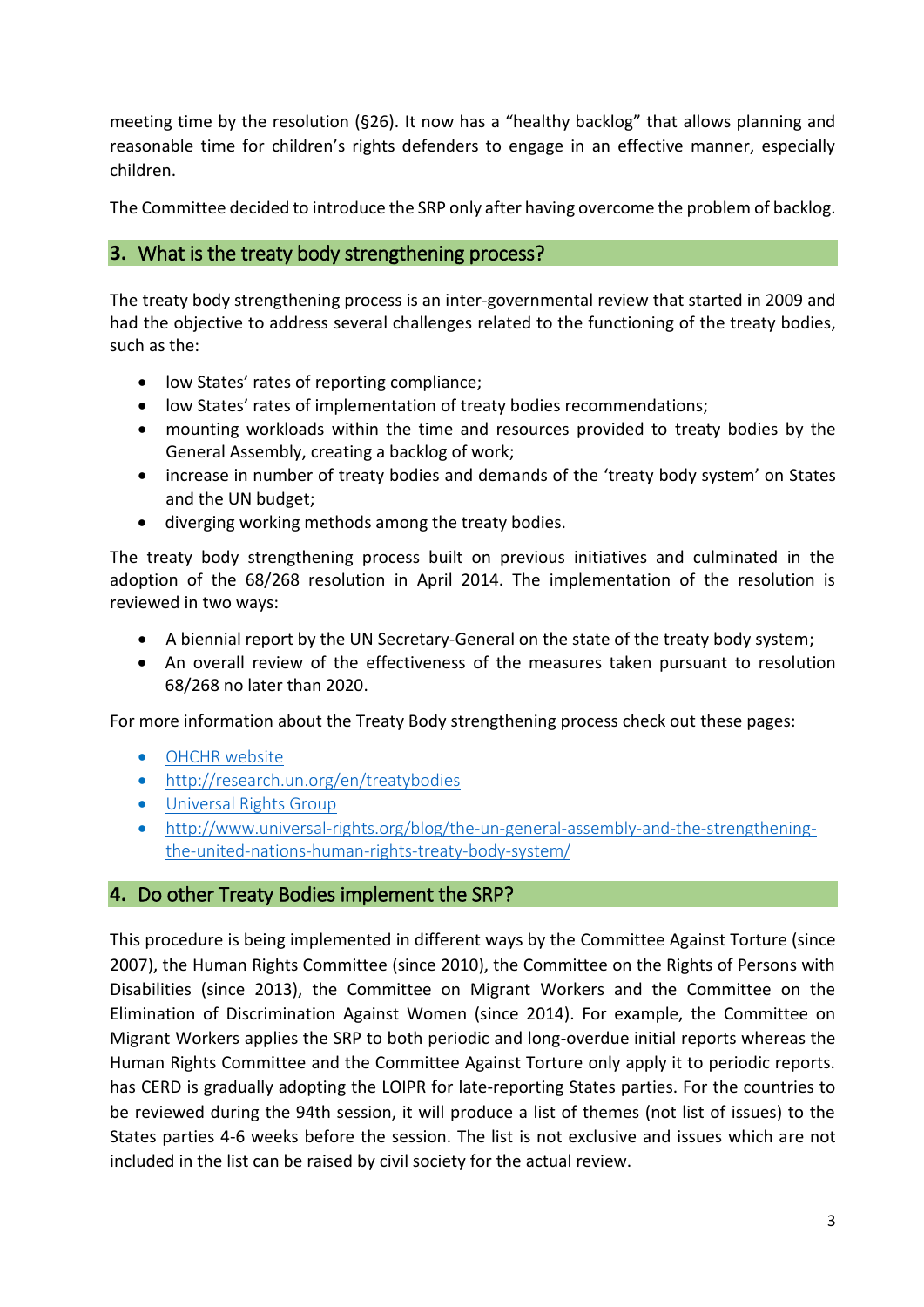meeting time by the resolution (§26). It now has a "healthy backlog" that allows planning and reasonable time for children's rights defenders to engage in an effective manner, especially children.

The Committee decided to introduce the SRP only after having overcome the problem of backlog.

## 3. What is the treaty body strengthening process?

The treaty body strengthening process is an inter-governmental review that started in 2009 and had the objective to address several challenges related to the functioning of the treaty bodies, such as the:

- low States' rates of reporting compliance;
- low States' rates of implementation of treaty bodies recommendations;
- mounting workloads within the time and resources provided to treaty bodies by the General Assembly, creating a backlog of work;
- increase in number of treaty bodies and demands of the 'treaty body system' on States and the UN budget;
- diverging working methods among the treaty bodies.

The treaty body strengthening process built on previous initiatives and culminated in the adoption of the 68/268 resolution in April 2014. The implementation of the resolution is reviewed in two ways:

- A biennial report by the UN Secretary-General on the state of the treaty body system;
- An overall review of the effectiveness of the measures taken pursuant to resolution 68/268 no later than 2020.

For more information about the Treaty Body strengthening process check out these pages:

- OHCHR website
- http://research.un.org/en/treatybodies
- Universal Rights Group
- http://www.universal-rights.org/blog/the-un-general-assembly-and-the-strengthening-the-united-nations-human-rights-treaty-body-system/

## 4. Do other Treaty Bodies implement the SRP?

This procedure is being implemented in different ways by the Committee Against Torture (since 2007), the Human Rights Committee (since 2010), the Committee on the Rights of Persons with Disabilities (since 2013), the Committee on Migrant Workers and the Committee on the Elimination of Discrimination Against Women (since 2014). For example, the Committee on Migrant Workers applies the SRP to both periodic and long-overdue initial reports whereas the Human Rights Committee and the Committee Against Torture only apply it to periodic reports. has CERD is gradually adopting the LOIPR for late-reporting States parties. For the countries to be reviewed during the 94th session, it will produce a list of themes (not list of issues) to the States parties 4-6 weeks before the session. The list is not exclusive and issues which are not included in the list can be raised by civil society for the actual review.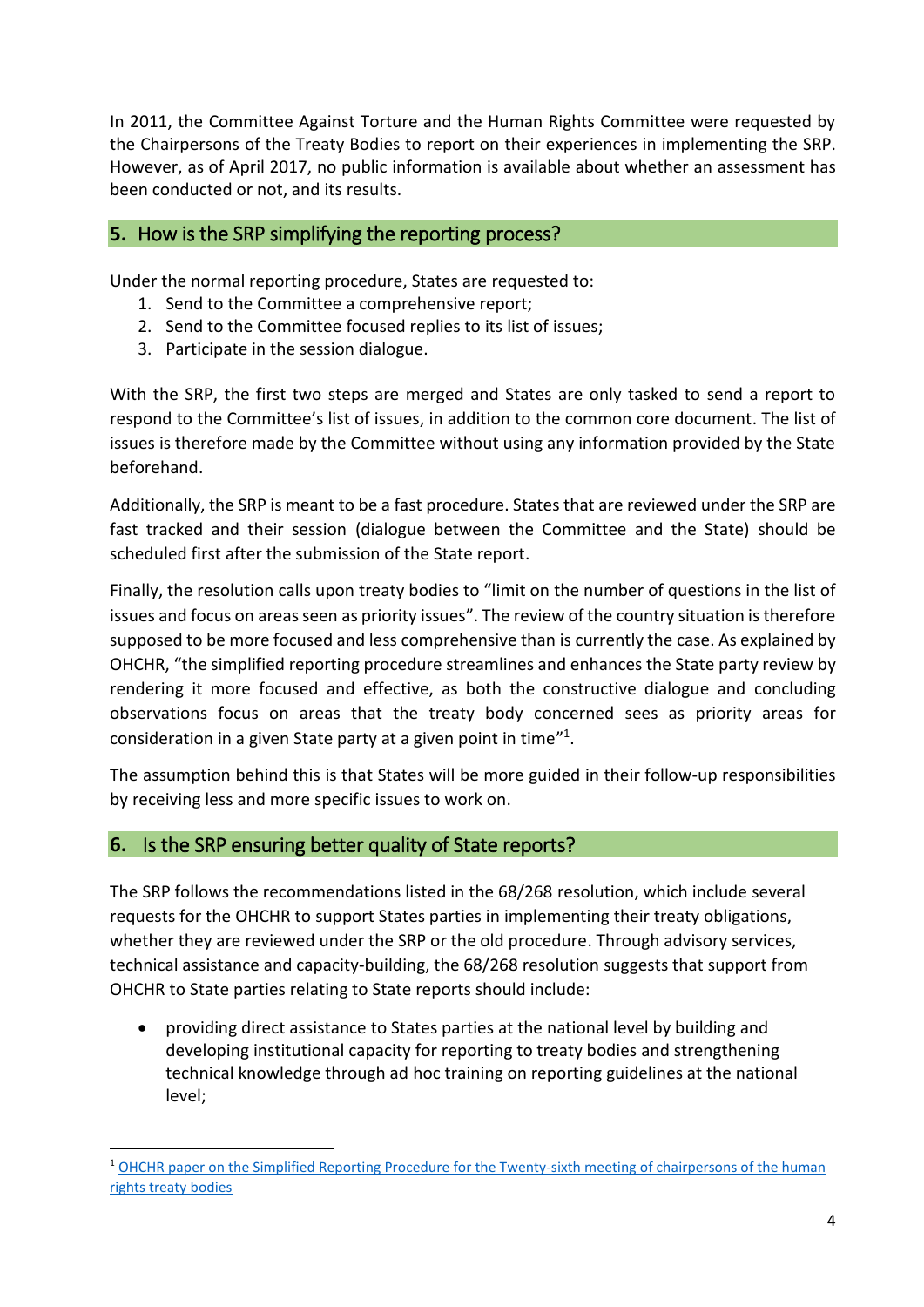In 2011, the Committee Against Torture and the Human Rights Committee were requested by the Chairpersons of the Treaty Bodies to report on their experiences in implementing the SRP. However, as of April 2017, no public information is available about whether an assessment has been conducted or not, and its results.

## 5. How is the SRP simplifying the reporting process?

Under the normal reporting procedure, States are requested to:

1. Send to the Committee a comprehensive report;
2. Send to the Committee focused replies to its list of issues;
3. Participate in the session dialogue.

With the SRP, the first two steps are merged and States are only tasked to send a report to respond to the Committee's list of issues, in addition to the common core document. The list of issues is therefore made by the Committee without using any information provided by the State beforehand.

Additionally, the SRP is meant to be a fast procedure. States that are reviewed under the SRP are fast tracked and their session (dialogue between the Committee and the State) should be scheduled first after the submission of the State report.

Finally, the resolution calls upon treaty bodies to "limit on the number of questions in the list of issues and focus on areas seen as priority issues". The review of the country situation is therefore supposed to be more focused and less comprehensive than is currently the case. As explained by OHCHR, "the simplified reporting procedure streamlines and enhances the State party review by rendering it more focused and effective, as both the constructive dialogue and concluding observations focus on areas that the treaty body concerned sees as priority areas for consideration in a given State party at a given point in time"[1].

The assumption behind this is that States will be more guided in their follow-up responsibilities by receiving less and more specific issues to work on.

## 6. Is the SRP ensuring better quality of State reports?

The SRP follows the recommendations listed in the 68/268 resolution, which include several requests for the OHCHR to support States parties in implementing their treaty obligations, whether they are reviewed under the SRP or the old procedure. Through advisory services, technical assistance and capacity-building, the 68/268 resolution suggests that support from OHCHR to State parties relating to State reports should include:

- providing direct assistance to States parties at the national level by building and developing institutional capacity for reporting to treaty bodies and strengthening technical knowledge through ad hoc training on reporting guidelines at the national level;

[1] [OHCHR paper on the Simplified Reporting Procedure for the Twenty-sixth meeting of chairpersons of the human rights treaty bodies]()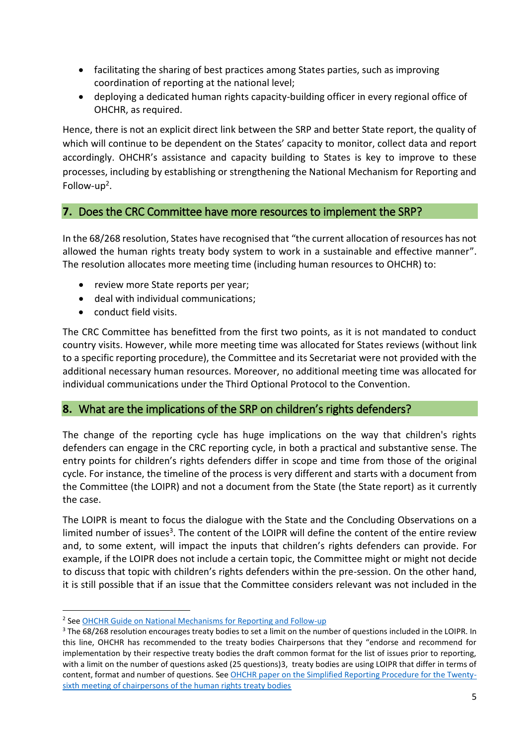- facilitating the sharing of best practices among States parties, such as improving coordination of reporting at the national level;
- deploying a dedicated human rights capacity-building officer in every regional office of OHCHR, as required.

Hence, there is not an explicit direct link between the SRP and better State report, the quality of which will continue to be dependent on the States' capacity to monitor, collect data and report accordingly. OHCHR's assistance and capacity building to States is key to improve to these processes, including by establishing or strengthening the National Mechanism for Reporting and Follow-up[2].

## 7. Does the CRC Committee have more resources to implement the SRP?

In the 68/268 resolution, States have recognised that "the current allocation of resources has not allowed the human rights treaty body system to work in a sustainable and effective manner". The resolution allocates more meeting time (including human resources to OHCHR) to:

- review more State reports per year;
- deal with individual communications;
- conduct field visits.

The CRC Committee has benefitted from the first two points, as it is not mandated to conduct country visits. However, while more meeting time was allocated for States reviews (without link to a specific reporting procedure), the Committee and its Secretariat were not provided with the additional necessary human resources. Moreover, no additional meeting time was allocated for individual communications under the Third Optional Protocol to the Convention.

## 8. What are the implications of the SRP on children's rights defenders?

The change of the reporting cycle has huge implications on the way that children's rights defenders can engage in the CRC reporting cycle, in both a practical and substantive sense. The entry points for children's rights defenders differ in scope and time from those of the original cycle. For instance, the timeline of the process is very different and starts with a document from the Committee (the LOIPR) and not a document from the State (the State report) as it currently the case.

The LOIPR is meant to focus the dialogue with the State and the Concluding Observations on a limited number of issues[3]. The content of the LOIPR will define the content of the entire review and, to some extent, will impact the inputs that children's rights defenders can provide. For example, if the LOIPR does not include a certain topic, the Committee might or might not decide to discuss that topic with children's rights defenders within the pre-session. On the other hand, it is still possible that if an issue that the Committee considers relevant was not included in the

---

[2] See OHCHR Guide on National Mechanisms for Reporting and Follow-up

[3] The 68/268 resolution encourages treaty bodies to set a limit on the number of questions included in the LOIPR. In this line, OHCHR has recommended to the treaty bodies Chairpersons that they "endorse and recommend for implementation by their respective treaty bodies the draft common format for the list of issues prior to reporting, with a limit on the number of questions asked (25 questions)3, treaty bodies are using LOIPR that differ in terms of content, format and number of questions. See OHCHR paper on the Simplified Reporting Procedure for the Twenty-sixth meeting of chairpersons of the human rights treaty bodies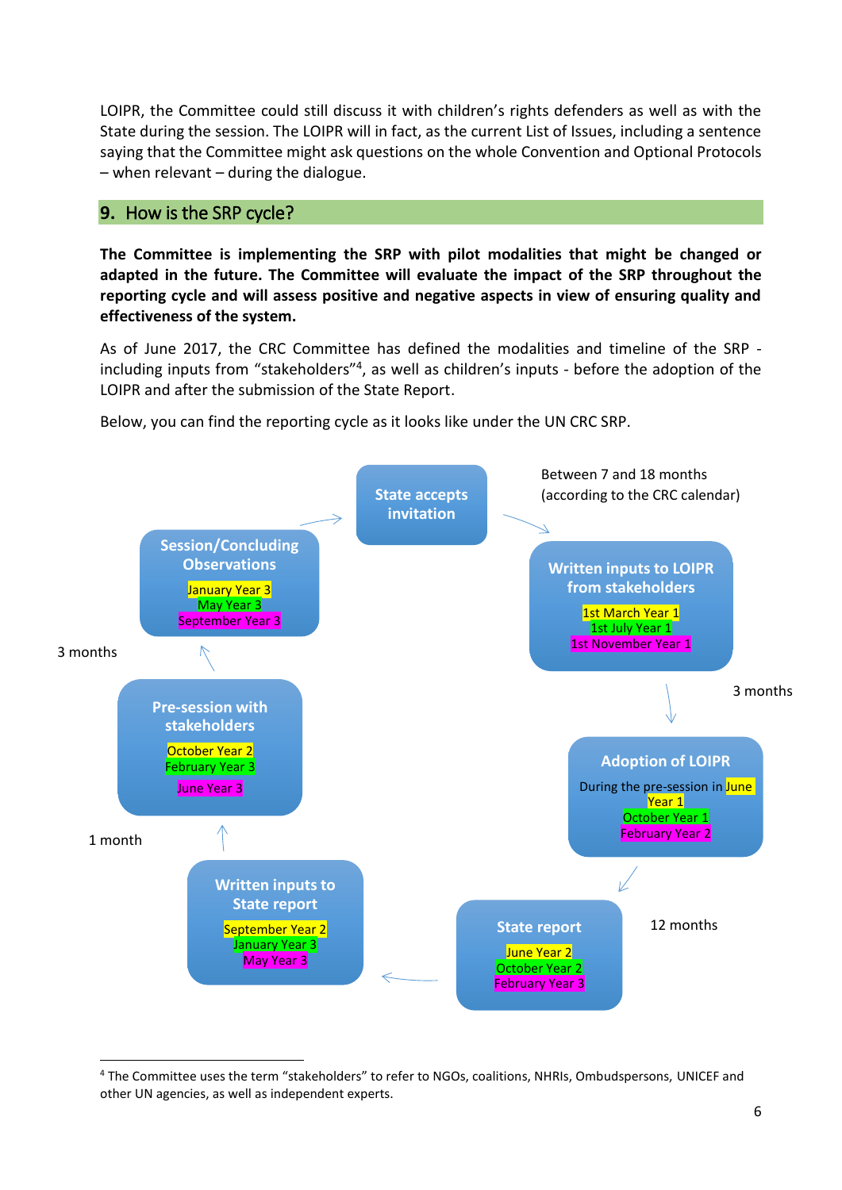LOIPR, the Committee could still discuss it with children's rights defenders as well as with the State during the session. The LOIPR will in fact, as the current List of Issues, including a sentence saying that the Committee might ask questions on the whole Convention and Optional Protocols – when relevant – during the dialogue.

## 9. How is the SRP cycle?

**The Committee is implementing the SRP with pilot modalities that might be changed or adapted in the future. The Committee will evaluate the impact of the SRP throughout the reporting cycle and will assess positive and negative aspects in view of ensuring quality and effectiveness of the system.**

As of June 2017, the CRC Committee has defined the modalities and timeline of the SRP - including inputs from "stakeholders"[4], as well as children's inputs - before the adoption of the LOIPR and after the submission of the State Report.

Below, you can find the reporting cycle as it looks like under the UN CRC SRP.

**State accepts invitation**

Between 7 and 18 months (according to the CRC calendar)

**Written inputs to LOIPR from stakeholders**
1st March Year 1
1st July Year 1
1st November Year 1

3 months

**Adoption of LOIPR**
During the pre-session in June Year 1
October Year 1
February Year 2

**State report**
June Year 2
October Year 2
February Year 3

12 months

**Written inputs to State report**
September Year 2
January Year 3
May Year 3

1 month

**Pre-session with stakeholders**
October Year 2
February Year 3
June Year 3

3 months

**Session/Concluding Observations**
January Year 3
May Year 3
September Year 3

---

[4] The Committee uses the term "stakeholders" to refer to NGOs, coalitions, NHRIs, Ombudspersons, UNICEF and other UN agencies, as well as independent experts.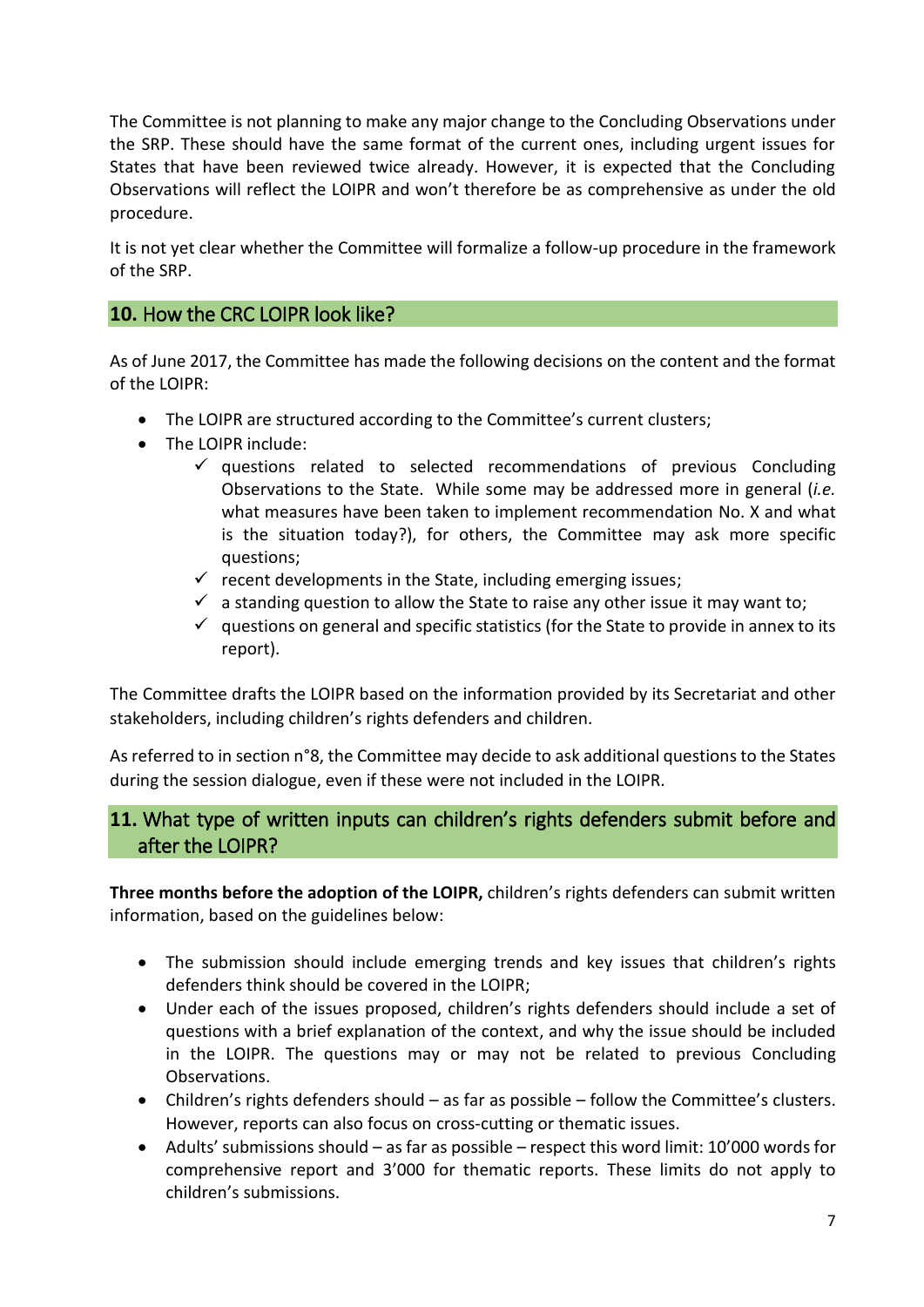The Committee is not planning to make any major change to the Concluding Observations under the SRP. These should have the same format of the current ones, including urgent issues for States that have been reviewed twice already. However, it is expected that the Concluding Observations will reflect the LOIPR and won't therefore be as comprehensive as under the old procedure.

It is not yet clear whether the Committee will formalize a follow-up procedure in the framework of the SRP.

## **10.** How the CRC LOIPR look like?

As of June 2017, the Committee has made the following decisions on the content and the format of the LOIPR:

- The LOIPR are structured according to the Committee's current clusters;
- The LOIPR include:
  - ✓ questions related to selected recommendations of previous Concluding Observations to the State. While some may be addressed more in general (*i.e.* what measures have been taken to implement recommendation No. X and what is the situation today?), for others, the Committee may ask more specific questions;
  - ✓ recent developments in the State, including emerging issues;
  - ✓ a standing question to allow the State to raise any other issue it may want to;
  - ✓ questions on general and specific statistics (for the State to provide in annex to its report).

The Committee drafts the LOIPR based on the information provided by its Secretariat and other stakeholders, including children's rights defenders and children.

As referred to in section n°8, the Committee may decide to ask additional questions to the States during the session dialogue, even if these were not included in the LOIPR.

## **11.** What type of written inputs can children's rights defenders submit before and after the LOIPR?

**Three months before the adoption of the LOIPR,** children's rights defenders can submit written information, based on the guidelines below:

- The submission should include emerging trends and key issues that children's rights defenders think should be covered in the LOIPR;
- Under each of the issues proposed, children's rights defenders should include a set of questions with a brief explanation of the context, and why the issue should be included in the LOIPR. The questions may or may not be related to previous Concluding Observations.
- Children's rights defenders should – as far as possible – follow the Committee's clusters. However, reports can also focus on cross-cutting or thematic issues.
- Adults' submissions should – as far as possible – respect this word limit: 10'000 words for comprehensive report and 3'000 for thematic reports. These limits do not apply to children's submissions.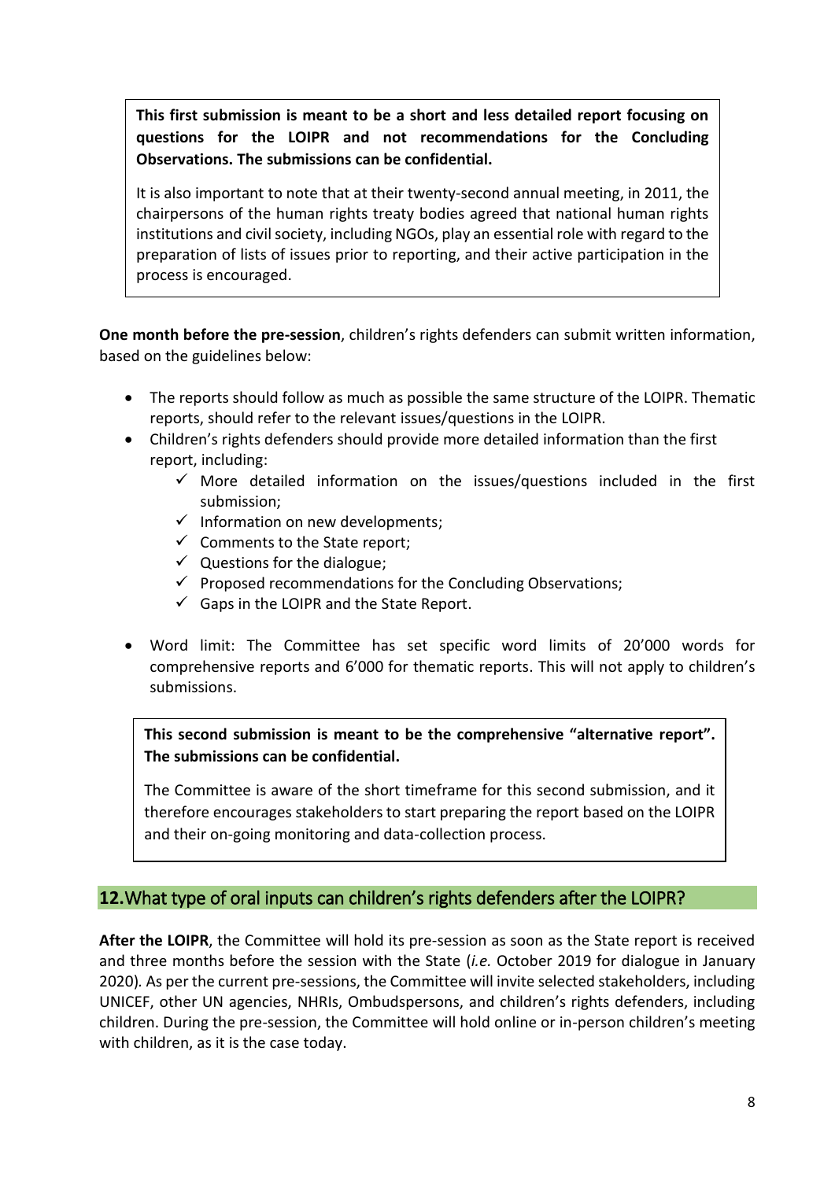**This first submission is meant to be a short and less detailed report focusing on questions for the LOIPR and not recommendations for the Concluding Observations. The submissions can be confidential.**

It is also important to note that at their twenty-second annual meeting, in 2011, the chairpersons of the human rights treaty bodies agreed that national human rights institutions and civil society, including NGOs, play an essential role with regard to the preparation of lists of issues prior to reporting, and their active participation in the process is encouraged.

**One month before the pre-session**, children's rights defenders can submit written information, based on the guidelines below:

- The reports should follow as much as possible the same structure of the LOIPR. Thematic reports, should refer to the relevant issues/questions in the LOIPR.
- Children's rights defenders should provide more detailed information than the first report, including:
  - ✓ More detailed information on the issues/questions included in the first submission;
  - ✓ Information on new developments;
  - ✓ Comments to the State report;
  - ✓ Questions for the dialogue;
  - ✓ Proposed recommendations for the Concluding Observations;
  - ✓ Gaps in the LOIPR and the State Report.
- Word limit: The Committee has set specific word limits of 20'000 words for comprehensive reports and 6'000 for thematic reports. This will not apply to children's submissions.

**This second submission is meant to be the comprehensive "alternative report". The submissions can be confidential.**

The Committee is aware of the short timeframe for this second submission, and it therefore encourages stakeholders to start preparing the report based on the LOIPR and their on-going monitoring and data-collection process.

## **12.** What type of oral inputs can children's rights defenders after the LOIPR?

**After the LOIPR**, the Committee will hold its pre-session as soon as the State report is received and three months before the session with the State (*i.e.* October 2019 for dialogue in January 2020). As per the current pre-sessions, the Committee will invite selected stakeholders, including UNICEF, other UN agencies, NHRIs, Ombudspersons, and children's rights defenders, including children. During the pre-session, the Committee will hold online or in-person children's meeting with children, as it is the case today.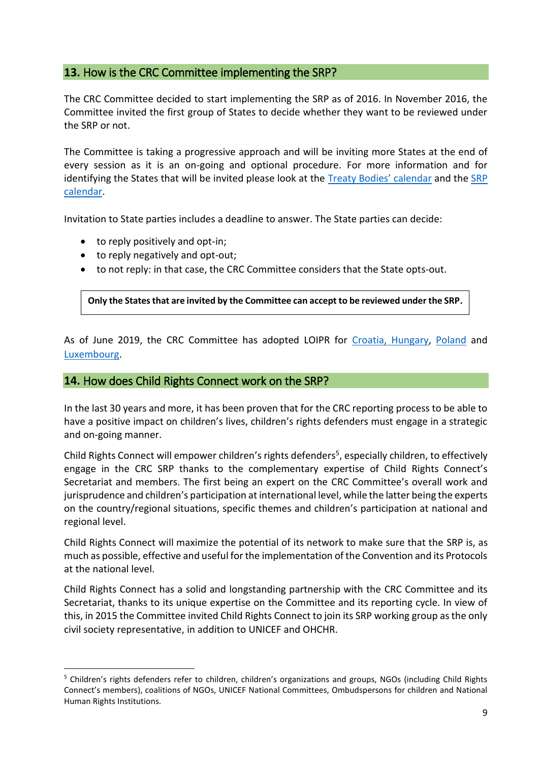## 13. How is the CRC Committee implementing the SRP?

The CRC Committee decided to start implementing the SRP as of 2016. In November 2016, the Committee invited the first group of States to decide whether they want to be reviewed under the SRP or not.

The Committee is taking a progressive approach and will be inviting more States at the end of every session as it is an on-going and optional procedure. For more information and for identifying the States that will be invited please look at the Treaty Bodies' calendar and the SRP calendar.

Invitation to State parties includes a deadline to answer. The State parties can decide:

- to reply positively and opt-in;
- to reply negatively and opt-out;
- to not reply: in that case, the CRC Committee considers that the State opts-out.

**Only the States that are invited by the Committee can accept to be reviewed under the SRP.**

As of June 2019, the CRC Committee has adopted LOIPR for Croatia, Hungary, Poland and Luxembourg.

## 14. How does Child Rights Connect work on the SRP?

In the last 30 years and more, it has been proven that for the CRC reporting process to be able to have a positive impact on children's lives, children's rights defenders must engage in a strategic and on-going manner.

Child Rights Connect will empower children's rights defenders[5], especially children, to effectively engage in the CRC SRP thanks to the complementary expertise of Child Rights Connect's Secretariat and members. The first being an expert on the CRC Committee's overall work and jurisprudence and children's participation at international level, while the latter being the experts on the country/regional situations, specific themes and children's participation at national and regional level.

Child Rights Connect will maximize the potential of its network to make sure that the SRP is, as much as possible, effective and useful for the implementation of the Convention and its Protocols at the national level.

Child Rights Connect has a solid and longstanding partnership with the CRC Committee and its Secretariat, thanks to its unique expertise on the Committee and its reporting cycle. In view of this, in 2015 the Committee invited Child Rights Connect to join its SRP working group as the only civil society representative, in addition to UNICEF and OHCHR.

[5] Children's rights defenders refer to children, children's organizations and groups, NGOs (including Child Rights Connect's members), coalitions of NGOs, UNICEF National Committees, Ombudspersons for children and National Human Rights Institutions.